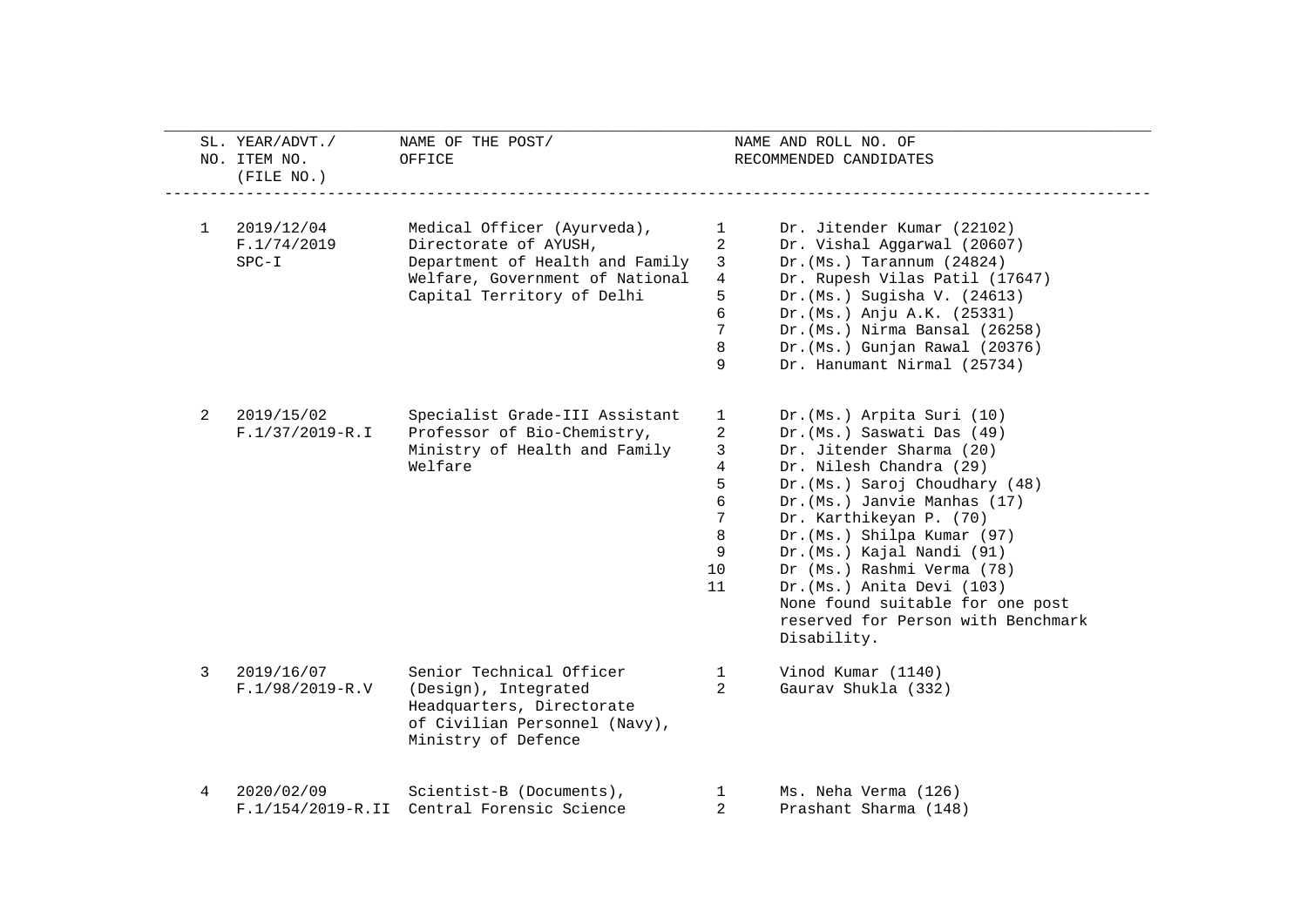| SL. NO. | YEAR/ADVT./ ITEM NO. (FILE NO.) | NAME OF THE POST/ OFFICE | | NAME AND ROLL NO. OF RECOMMENDED CANDIDATES |
|---|---|---|---|---|
| 1 | 2019/12/04 F.1/74/2019 SPC-I | Medical Officer (Ayurveda), Directorate of AYUSH, Department of Health and Family Welfare, Government of National Capital Territory of Delhi | 1 | Dr. Jitender Kumar (22102) |
| | | | 2 | Dr. Vishal Aggarwal (20607) |
| | | | 3 | Dr.(Ms.) Tarannum (24824) |
| | | | 4 | Dr. Rupesh Vilas Patil (17647) |
| | | | 5 | Dr.(Ms.) Sugisha V. (24613) |
| | | | 6 | Dr.(Ms.) Anju A.K. (25331) |
| | | | 7 | Dr.(Ms.) Nirma Bansal (26258) |
| | | | 8 | Dr.(Ms.) Gunjan Rawal (20376) |
| | | | 9 | Dr. Hanumant Nirmal (25734) |
| 2 | 2019/15/02 F.1/37/2019-R.I | Specialist Grade-III Assistant Professor of Bio-Chemistry, Ministry of Health and Family Welfare | 1 | Dr.(Ms.) Arpita Suri (10) |
| | | | 2 | Dr.(Ms.) Saswati Das (49) |
| | | | 3 | Dr. Jitender Sharma (20) |
| | | | 4 | Dr. Nilesh Chandra (29) |
| | | | 5 | Dr.(Ms.) Saroj Choudhary (48) |
| | | | 6 | Dr.(Ms.) Janvie Manhas (17) |
| | | | 7 | Dr. Karthikeyan P. (70) |
| | | | 8 | Dr.(Ms.) Shilpa Kumar (97) |
| | | | 9 | Dr.(Ms.) Kajal Nandi (91) |
| | | | 10 | Dr (Ms.) Rashmi Verma (78) |
| | | | 11 | Dr.(Ms.) Anita Devi (103) |
| | | | | None found suitable for one post reserved for Person with Benchmark Disability. |
| 3 | 2019/16/07 F.1/98/2019-R.V | Senior Technical Officer (Design), Integrated Headquarters, Directorate of Civilian Personnel (Navy), Ministry of Defence | 1 | Vinod Kumar (1140) |
| | | | 2 | Gaurav Shukla (332) |
| 4 | 2020/02/09 F.1/154/2019-R.II | Scientist-B (Documents), Central Forensic Science | 1 | Ms. Neha Verma (126) |
| | | | 2 | Prashant Sharma (148) |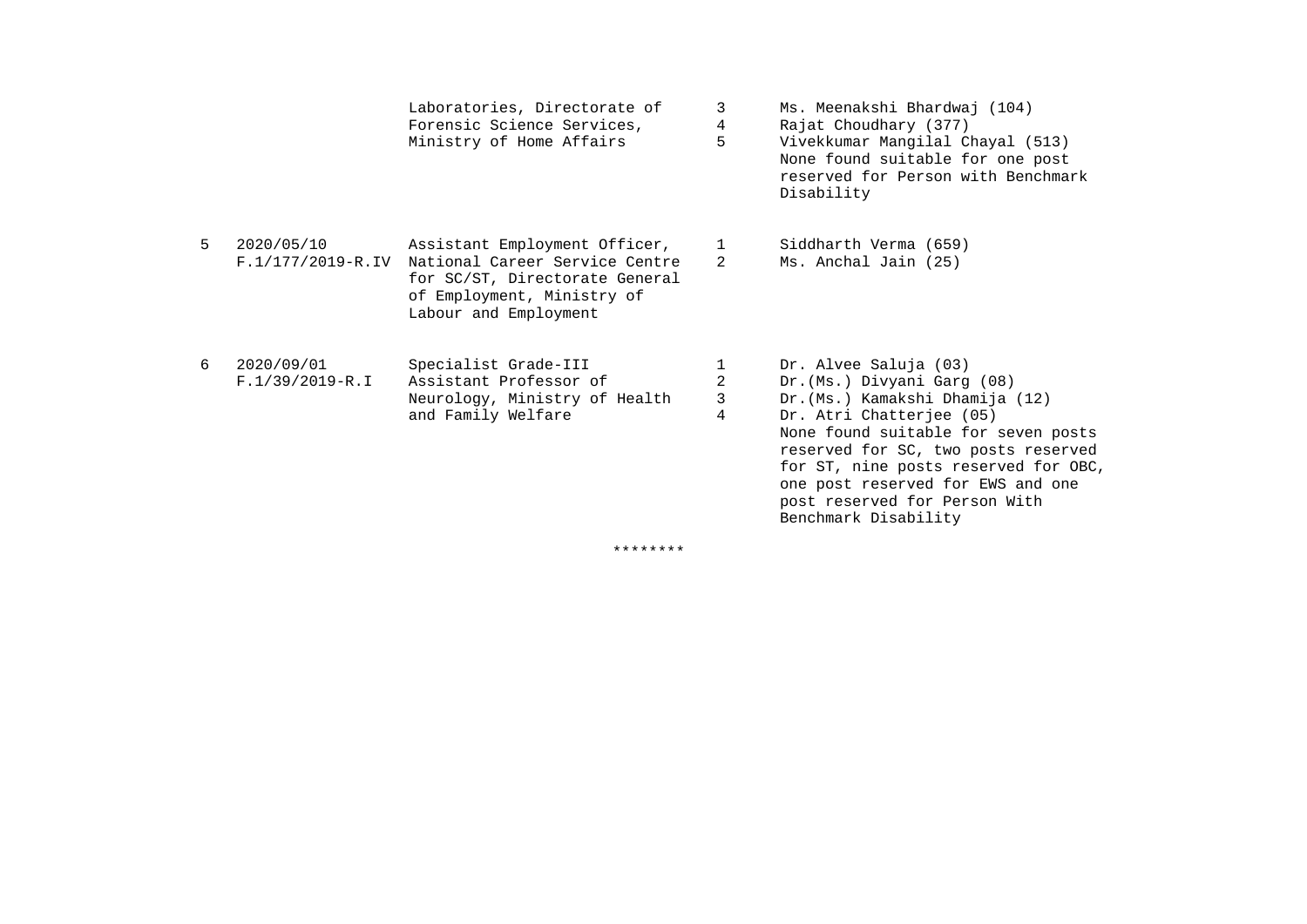| | | | | |
|---|---|---|---|---|
| | | Laboratories, Directorate of Forensic Science Services, Ministry of Home Affairs | 3<br>4<br>5 | Ms. Meenakshi Bhardwaj (104)<br>Rajat Choudhary (377)<br>Vivekkumar Mangilal Chayal (513)<br>None found suitable for one post reserved for Person with Benchmark Disability |
| 5 | 2020/05/10<br>F.1/177/2019-R.IV | Assistant Employment Officer, National Career Service Centre for SC/ST, Directorate General of Employment, Ministry of Labour and Employment | 1<br>2 | Siddharth Verma (659)<br>Ms. Anchal Jain (25) |
| 6 | 2020/09/01<br>F.1/39/2019-R.I | Specialist Grade-III Assistant Professor of Neurology, Ministry of Health and Family Welfare | 1<br>2<br>3<br>4 | Dr. Alvee Saluja (03)<br>Dr.(Ms.) Divyani Garg (08)<br>Dr.(Ms.) Kamakshi Dhamija (12)<br>Dr. Atri Chatterjee (05)<br>None found suitable for seven posts reserved for SC, two posts reserved for ST, nine posts reserved for OBC, one post reserved for EWS and one post reserved for Person With Benchmark Disability |

********